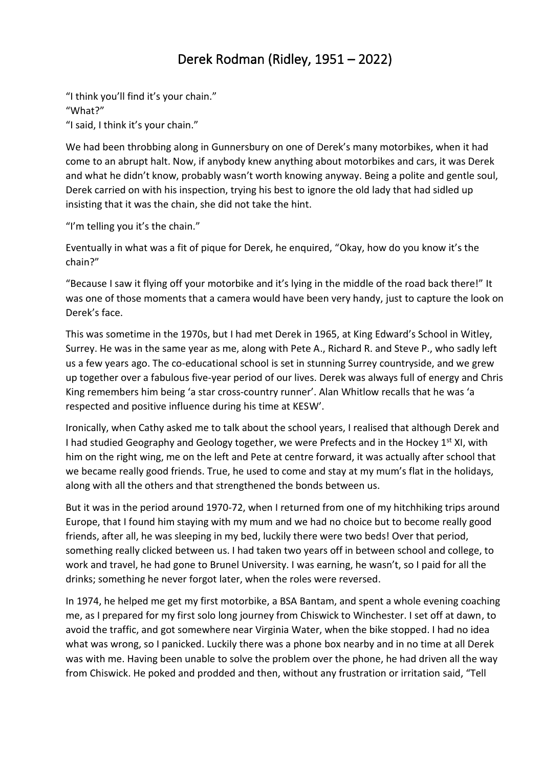# Derek Rodman (Ridley, 1951 – 2022)

"I think you'll find it's your chain."
"What?"
"I said, I think it's your chain."

We had been throbbing along in Gunnersbury on one of Derek's many motorbikes, when it had come to an abrupt halt. Now, if anybody knew anything about motorbikes and cars, it was Derek and what he didn't know, probably wasn't worth knowing anyway. Being a polite and gentle soul, Derek carried on with his inspection, trying his best to ignore the old lady that had sidled up insisting that it was the chain, she did not take the hint.

"I'm telling you it's the chain."

Eventually in what was a fit of pique for Derek, he enquired, "Okay, how do you know it's the chain?"

"Because I saw it flying off your motorbike and it's lying in the middle of the road back there!" It was one of those moments that a camera would have been very handy, just to capture the look on Derek's face.

This was sometime in the 1970s, but I had met Derek in 1965, at King Edward's School in Witley, Surrey. He was in the same year as me, along with Pete A., Richard R. and Steve P., who sadly left us a few years ago. The co-educational school is set in stunning Surrey countryside, and we grew up together over a fabulous five-year period of our lives. Derek was always full of energy and Chris King remembers him being 'a star cross-country runner'. Alan Whitlow recalls that he was 'a respected and positive influence during his time at KESW'.

Ironically, when Cathy asked me to talk about the school years, I realised that although Derek and I had studied Geography and Geology together, we were Prefects and in the Hockey 1st XI, with him on the right wing, me on the left and Pete at centre forward, it was actually after school that we became really good friends. True, he used to come and stay at my mum's flat in the holidays, along with all the others and that strengthened the bonds between us.

But it was in the period around 1970-72, when I returned from one of my hitchhiking trips around Europe, that I found him staying with my mum and we had no choice but to become really good friends, after all, he was sleeping in my bed, luckily there were two beds! Over that period, something really clicked between us. I had taken two years off in between school and college, to work and travel, he had gone to Brunel University. I was earning, he wasn't, so I paid for all the drinks; something he never forgot later, when the roles were reversed.

In 1974, he helped me get my first motorbike, a BSA Bantam, and spent a whole evening coaching me, as I prepared for my first solo long journey from Chiswick to Winchester. I set off at dawn, to avoid the traffic, and got somewhere near Virginia Water, when the bike stopped. I had no idea what was wrong, so I panicked. Luckily there was a phone box nearby and in no time at all Derek was with me. Having been unable to solve the problem over the phone, he had driven all the way from Chiswick. He poked and prodded and then, without any frustration or irritation said, "Tell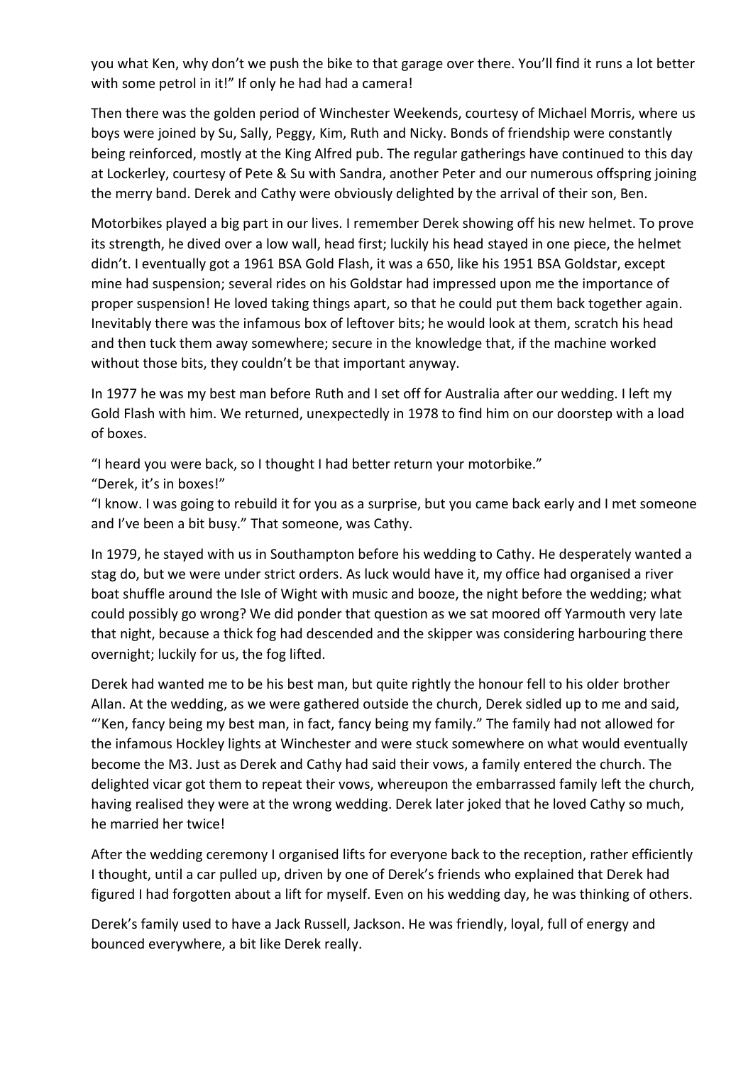you what Ken, why don't we push the bike to that garage over there. You'll find it runs a lot better with some petrol in it!" If only he had had a camera!

Then there was the golden period of Winchester Weekends, courtesy of Michael Morris, where us boys were joined by Su, Sally, Peggy, Kim, Ruth and Nicky. Bonds of friendship were constantly being reinforced, mostly at the King Alfred pub. The regular gatherings have continued to this day at Lockerley, courtesy of Pete & Su with Sandra, another Peter and our numerous offspring joining the merry band. Derek and Cathy were obviously delighted by the arrival of their son, Ben.

Motorbikes played a big part in our lives. I remember Derek showing off his new helmet. To prove its strength, he dived over a low wall, head first; luckily his head stayed in one piece, the helmet didn't. I eventually got a 1961 BSA Gold Flash, it was a 650, like his 1951 BSA Goldstar, except mine had suspension; several rides on his Goldstar had impressed upon me the importance of proper suspension! He loved taking things apart, so that he could put them back together again. Inevitably there was the infamous box of leftover bits; he would look at them, scratch his head and then tuck them away somewhere; secure in the knowledge that, if the machine worked without those bits, they couldn't be that important anyway.

In 1977 he was my best man before Ruth and I set off for Australia after our wedding. I left my Gold Flash with him. We returned, unexpectedly in 1978 to find him on our doorstep with a load of boxes.

"I heard you were back, so I thought I had better return your motorbike."
"Derek, it's in boxes!"
"I know. I was going to rebuild it for you as a surprise, but you came back early and I met someone and I've been a bit busy." That someone, was Cathy.

In 1979, he stayed with us in Southampton before his wedding to Cathy. He desperately wanted a stag do, but we were under strict orders. As luck would have it, my office had organised a river boat shuffle around the Isle of Wight with music and booze, the night before the wedding; what could possibly go wrong? We did ponder that question as we sat moored off Yarmouth very late that night, because a thick fog had descended and the skipper was considering harbouring there overnight; luckily for us, the fog lifted.

Derek had wanted me to be his best man, but quite rightly the honour fell to his older brother Allan. At the wedding, as we were gathered outside the church, Derek sidled up to me and said, "'Ken, fancy being my best man, in fact, fancy being my family." The family had not allowed for the infamous Hockley lights at Winchester and were stuck somewhere on what would eventually become the M3. Just as Derek and Cathy had said their vows, a family entered the church. The delighted vicar got them to repeat their vows, whereupon the embarrassed family left the church, having realised they were at the wrong wedding. Derek later joked that he loved Cathy so much, he married her twice!

After the wedding ceremony I organised lifts for everyone back to the reception, rather efficiently I thought, until a car pulled up, driven by one of Derek's friends who explained that Derek had figured I had forgotten about a lift for myself. Even on his wedding day, he was thinking of others.

Derek's family used to have a Jack Russell, Jackson. He was friendly, loyal, full of energy and bounced everywhere, a bit like Derek really.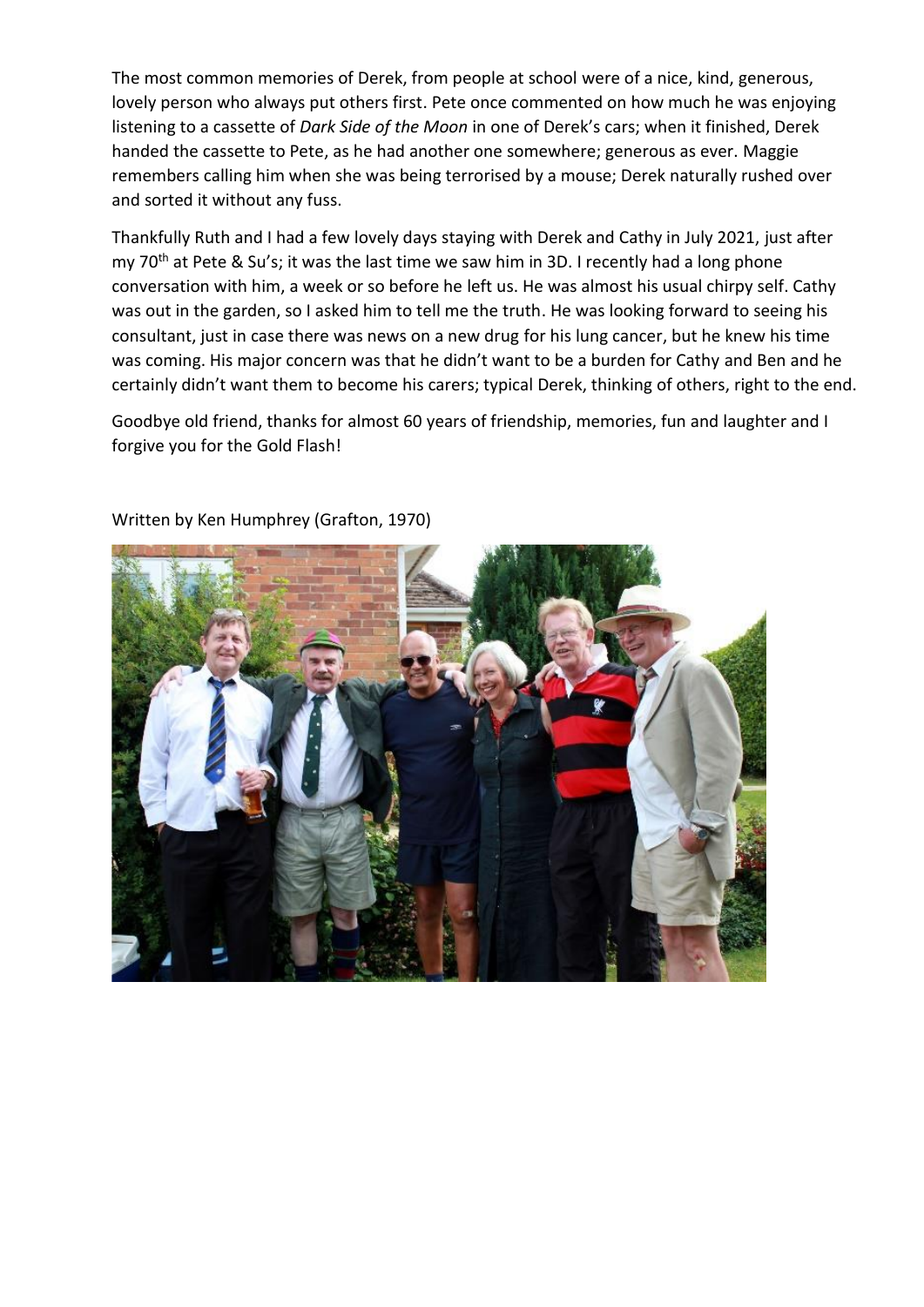The most common memories of Derek, from people at school were of a nice, kind, generous, lovely person who always put others first. Pete once commented on how much he was enjoying listening to a cassette of *Dark Side of the Moon* in one of Derek's cars; when it finished, Derek handed the cassette to Pete, as he had another one somewhere; generous as ever. Maggie remembers calling him when she was being terrorised by a mouse; Derek naturally rushed over and sorted it without any fuss.

Thankfully Ruth and I had a few lovely days staying with Derek and Cathy in July 2021, just after my 70th at Pete & Su's; it was the last time we saw him in 3D. I recently had a long phone conversation with him, a week or so before he left us. He was almost his usual chirpy self. Cathy was out in the garden, so I asked him to tell me the truth. He was looking forward to seeing his consultant, just in case there was news on a new drug for his lung cancer, but he knew his time was coming. His major concern was that he didn't want to be a burden for Cathy and Ben and he certainly didn't want them to become his carers; typical Derek, thinking of others, right to the end.

Goodbye old friend, thanks for almost 60 years of friendship, memories, fun and laughter and I forgive you for the Gold Flash!

Written by Ken Humphrey (Grafton, 1970)